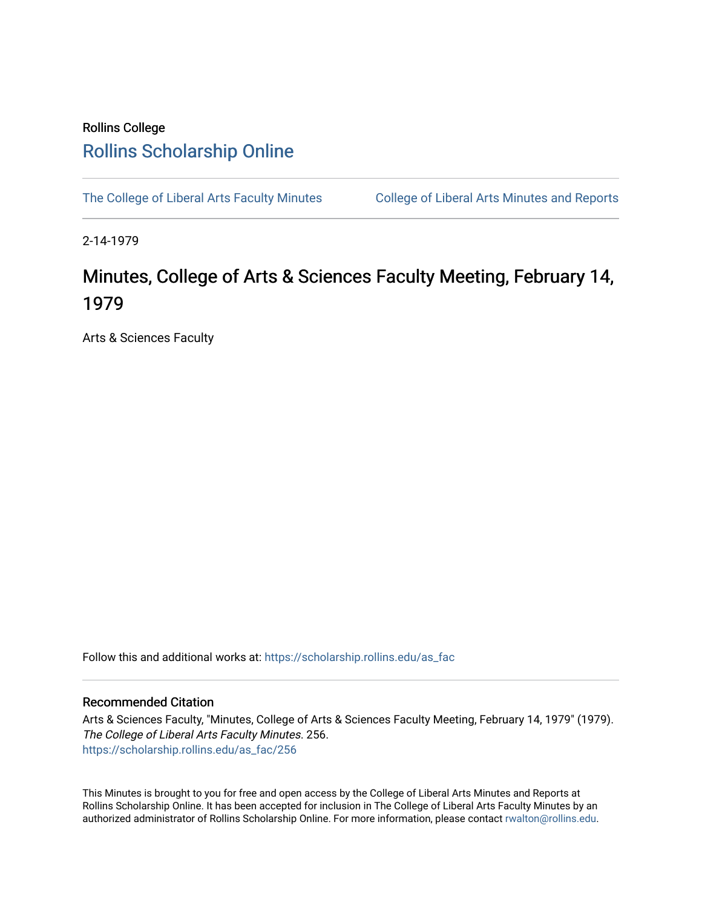Rollins College

# Rollins Scholarship Online

The College of Liberal Arts Faculty Minutes | College of Liberal Arts Minutes and Reports

2-14-1979

## Minutes, College of Arts & Sciences Faculty Meeting, February 14, 1979

Arts & Sciences Faculty

Follow this and additional works at: https://scholarship.rollins.edu/as_fac

### Recommended Citation

Arts & Sciences Faculty, "Minutes, College of Arts & Sciences Faculty Meeting, February 14, 1979" (1979). *The College of Liberal Arts Faculty Minutes*. 256.
https://scholarship.rollins.edu/as_fac/256

This Minutes is brought to you for free and open access by the College of Liberal Arts Minutes and Reports at Rollins Scholarship Online. It has been accepted for inclusion in The College of Liberal Arts Faculty Minutes by an authorized administrator of Rollins Scholarship Online. For more information, please contact rwalton@rollins.edu.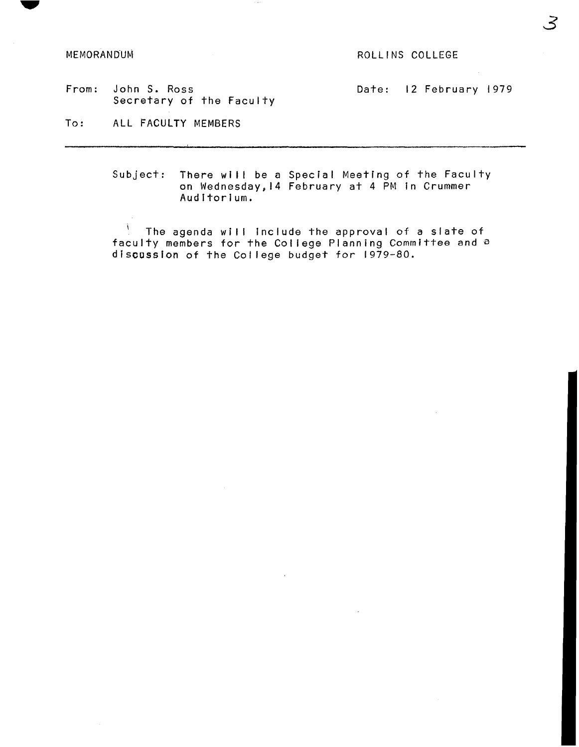MEMORANDUM

ROLLINS COLLEGE

From: John S. Ross
Secretary of the Faculty

Date: 12 February 1979

To: ALL FACULTY MEMBERS

---

Subject: There will be a Special Meeting of the Faculty on Wednesday, 14 February at 4 PM in Crummer Auditorium.

The agenda will include the approval of a slate of faculty members for the College Planning Committee and a discussion of the College budget for 1979-80.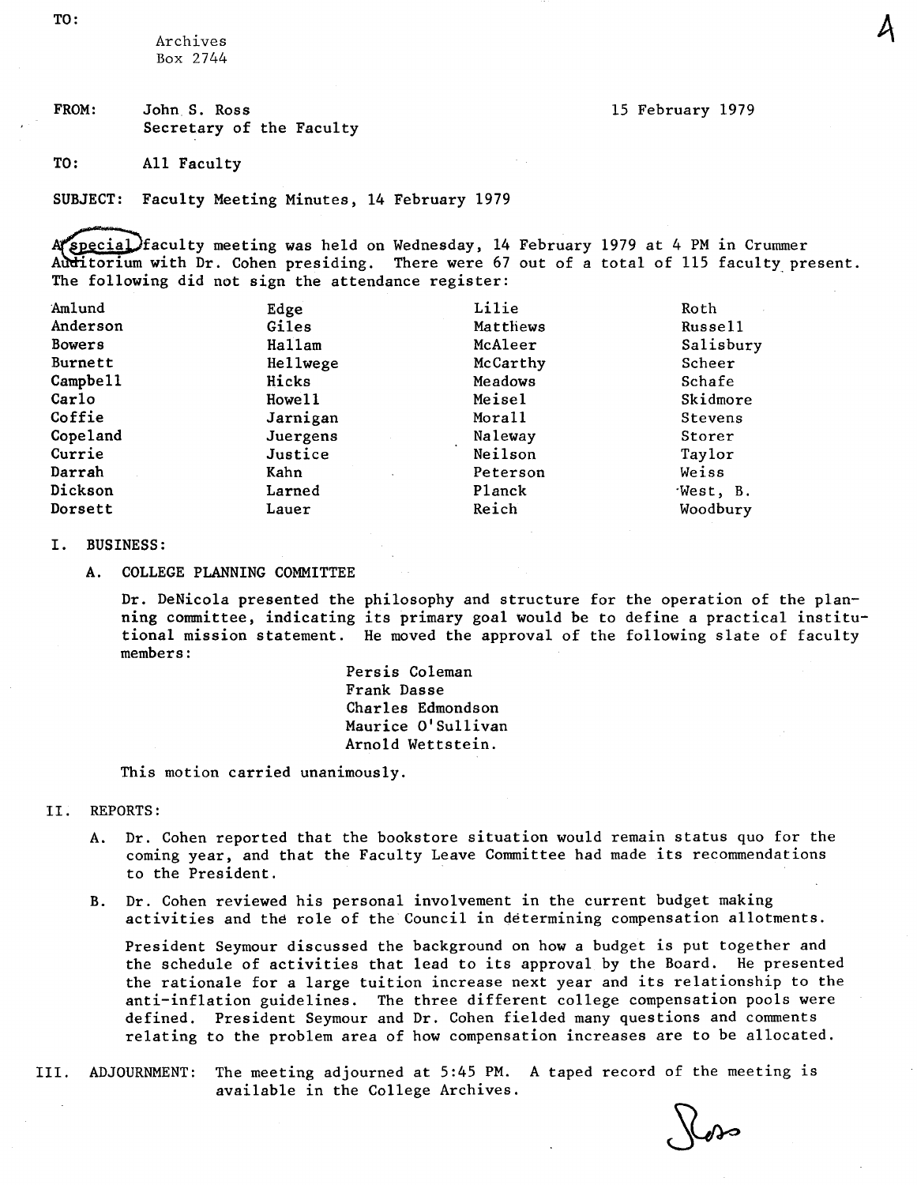TO:

Archives
Box 2744

A

FROM: John S. Ross
Secretary of the Faculty

15 February 1979

TO: All Faculty

SUBJECT: Faculty Meeting Minutes, 14 February 1979

A special faculty meeting was held on Wednesday, 14 February 1979 at 4 PM in Crummer Auditorium with Dr. Cohen presiding. There were 67 out of a total of 115 faculty present. The following did not sign the attendance register:

| | | | |
|---|---|---|---|
| Amlund | Edge | Lilie | Roth |
| Anderson | Giles | Matthews | Russell |
| Bowers | Hallam | McAleer | Salisbury |
| Burnett | Hellwege | McCarthy | Scheer |
| Campbell | Hicks | Meadows | Schafe |
| Carlo | Howell | Meisel | Skidmore |
| Coffie | Jarnigan | Morall | Stevens |
| Copeland | Juergens | Naleway | Storer |
| Currie | Justice | Neilson | Taylor |
| Darrah | Kahn | Peterson | Weiss |
| Dickson | Larned | Planck | West, B. |
| Dorsett | Lauer | Reich | Woodbury |

I. BUSINESS:

A. COLLEGE PLANNING COMMITTEE

Dr. DeNicola presented the philosophy and structure for the operation of the planning committee, indicating its primary goal would be to define a practical institutional mission statement. He moved the approval of the following slate of faculty members:

Persis Coleman
Frank Dasse
Charles Edmondson
Maurice O'Sullivan
Arnold Wettstein.

This motion carried unanimously.

II. REPORTS:

A. Dr. Cohen reported that the bookstore situation would remain status quo for the coming year, and that the Faculty Leave Committee had made its recommendations to the President.

B. Dr. Cohen reviewed his personal involvement in the current budget making activities and the role of the Council in determining compensation allotments.

President Seymour discussed the background on how a budget is put together and the schedule of activities that lead to its approval by the Board. He presented the rationale for a large tuition increase next year and its relationship to the anti-inflation guidelines. The three different college compensation pools were defined. President Seymour and Dr. Cohen fielded many questions and comments relating to the problem area of how compensation increases are to be allocated.

III. ADJOURNMENT: The meeting adjourned at 5:45 PM. A taped record of the meeting is available in the College Archives.

Ross